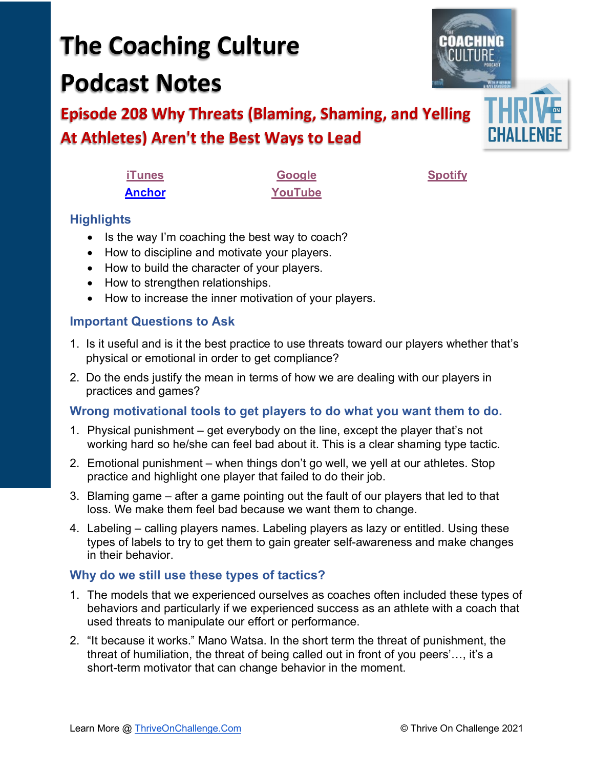# The Coaching Culture Podcast Notes

## Episode 208 Why Threats (Blaming, Shaming, and Yelling At Athletes) Aren't the Best Ways to Lead

iTunes | Google | Spotify
Anchor | YouTube

### Highlights

- Is the way I'm coaching the best way to coach?
- How to discipline and motivate your players.
- How to build the character of your players.
- How to strengthen relationships.
- How to increase the inner motivation of your players.

### Important Questions to Ask

1. Is it useful and is it the best practice to use threats toward our players whether that's physical or emotional in order to get compliance?
2. Do the ends justify the mean in terms of how we are dealing with our players in practices and games?

### Wrong motivational tools to get players to do what you want them to do.

1. Physical punishment – get everybody on the line, except the player that's not working hard so he/she can feel bad about it. This is a clear shaming type tactic.
2. Emotional punishment – when things don't go well, we yell at our athletes. Stop practice and highlight one player that failed to do their job.
3. Blaming game – after a game pointing out the fault of our players that led to that loss. We make them feel bad because we want them to change.
4. Labeling – calling players names. Labeling players as lazy or entitled. Using these types of labels to try to get them to gain greater self-awareness and make changes in their behavior.

### Why do we still use these types of tactics?

1. The models that we experienced ourselves as coaches often included these types of behaviors and particularly if we experienced success as an athlete with a coach that used threats to manipulate our effort or performance.
2. "It because it works." Mano Watsa. In the short term the threat of punishment, the threat of humiliation, the threat of being called out in front of you peers'…, it's a short-term motivator that can change behavior in the moment.

Learn More @ ThriveOnChallenge.Com © Thrive On Challenge 2021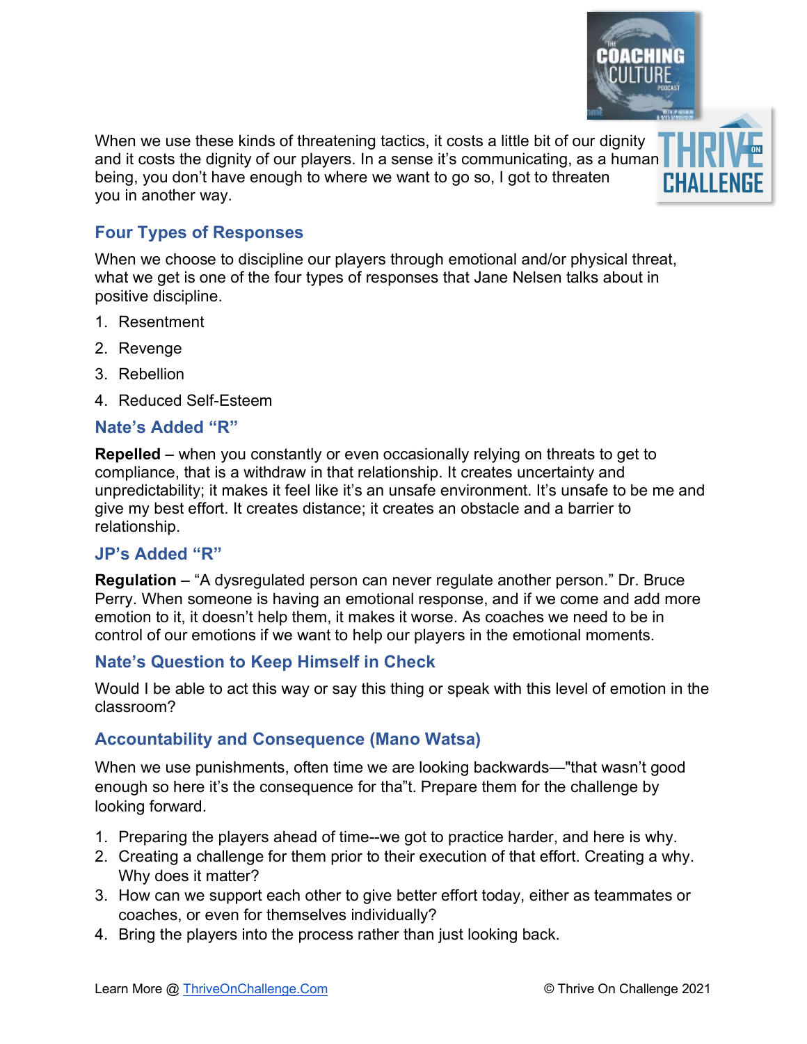When we use these kinds of threatening tactics, it costs a little bit of our dignity and it costs the dignity of our players. In a sense it's communicating, as a human being, you don't have enough to where we want to go so, I got to threaten you in another way.

## Four Types of Responses

When we choose to discipline our players through emotional and/or physical threat, what we get is one of the four types of responses that Jane Nelsen talks about in positive discipline.

1. Resentment
2. Revenge
3. Rebellion
4. Reduced Self-Esteem

## Nate's Added "R"

**Repelled** – when you constantly or even occasionally relying on threats to get to compliance, that is a withdraw in that relationship. It creates uncertainty and unpredictability; it makes it feel like it's an unsafe environment. It's unsafe to be me and give my best effort. It creates distance; it creates an obstacle and a barrier to relationship.

## JP's Added "R"

**Regulation** – "A dysregulated person can never regulate another person." Dr. Bruce Perry. When someone is having an emotional response, and if we come and add more emotion to it, it doesn't help them, it makes it worse. As coaches we need to be in control of our emotions if we want to help our players in the emotional moments.

## Nate's Question to Keep Himself in Check

Would I be able to act this way or say this thing or speak with this level of emotion in the classroom?

## Accountability and Consequence (Mano Watsa)

When we use punishments, often time we are looking backwards—"that wasn't good enough so here it's the consequence for tha"t. Prepare them for the challenge by looking forward.

1. Preparing the players ahead of time--we got to practice harder, and here is why.
2. Creating a challenge for them prior to their execution of that effort. Creating a why. Why does it matter?
3. How can we support each other to give better effort today, either as teammates or coaches, or even for themselves individually?
4. Bring the players into the process rather than just looking back.

Learn More @ ThriveOnChallenge.Com © Thrive On Challenge 2021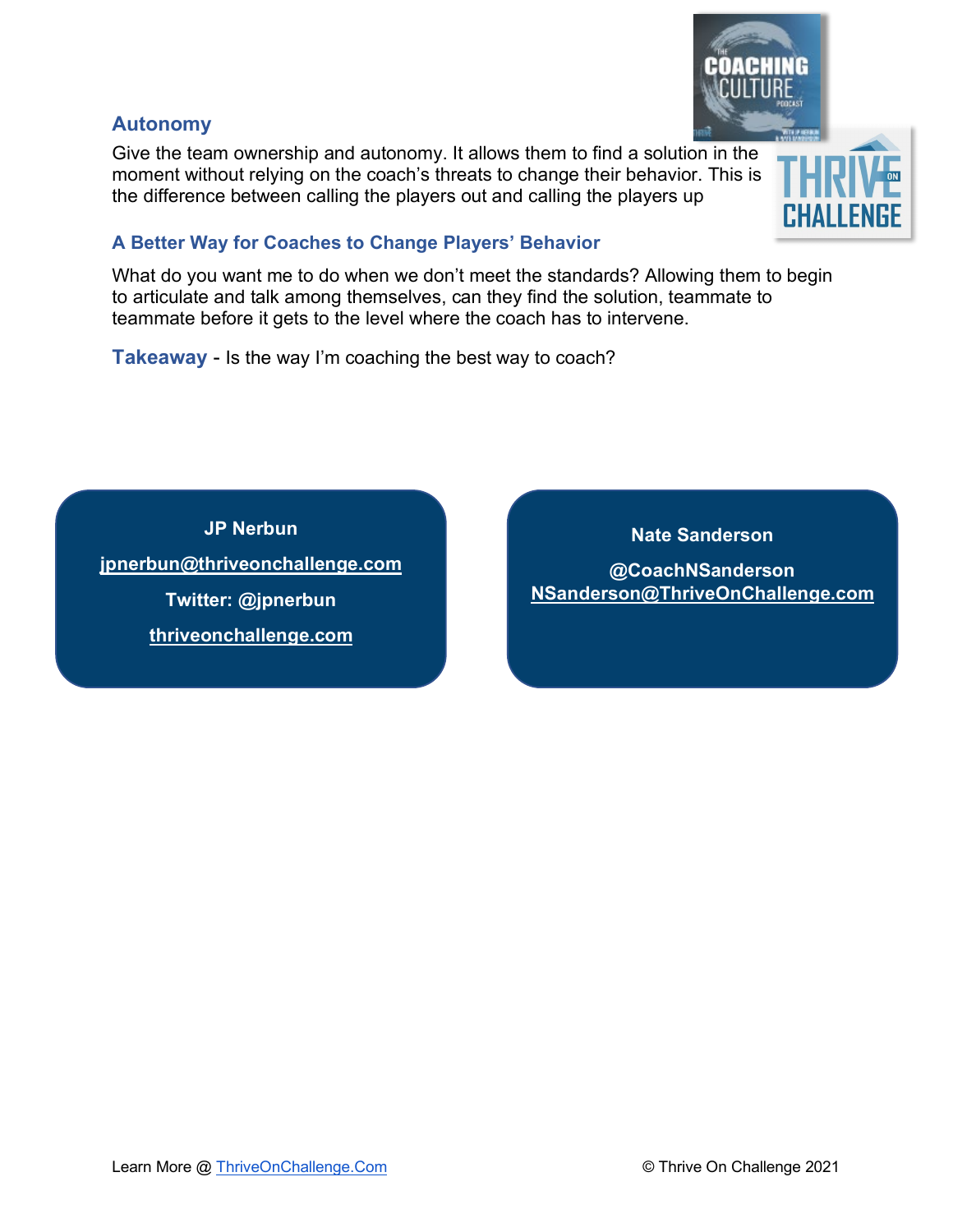### Autonomy

Give the team ownership and autonomy. It allows them to find a solution in the moment without relying on the coach's threats to change their behavior. This is the difference between calling the players out and calling the players up

### A Better Way for Coaches to Change Players' Behavior

What do you want me to do when we don't meet the standards? Allowing them to begin to articulate and talk among themselves, can they find the solution, teammate to teammate before it gets to the level where the coach has to intervene.

**Takeaway** - Is the way I'm coaching the best way to coach?

**JP Nerbun**

**jpnerbun@thriveonchallenge.com**

**Twitter: @jpnerbun**

**thriveonchallenge.com**

**Nate Sanderson**

**@CoachNSanderson**

**NSanderson@ThriveOnChallenge.com**

Learn More @ ThriveOnChallenge.Com

© Thrive On Challenge 2021